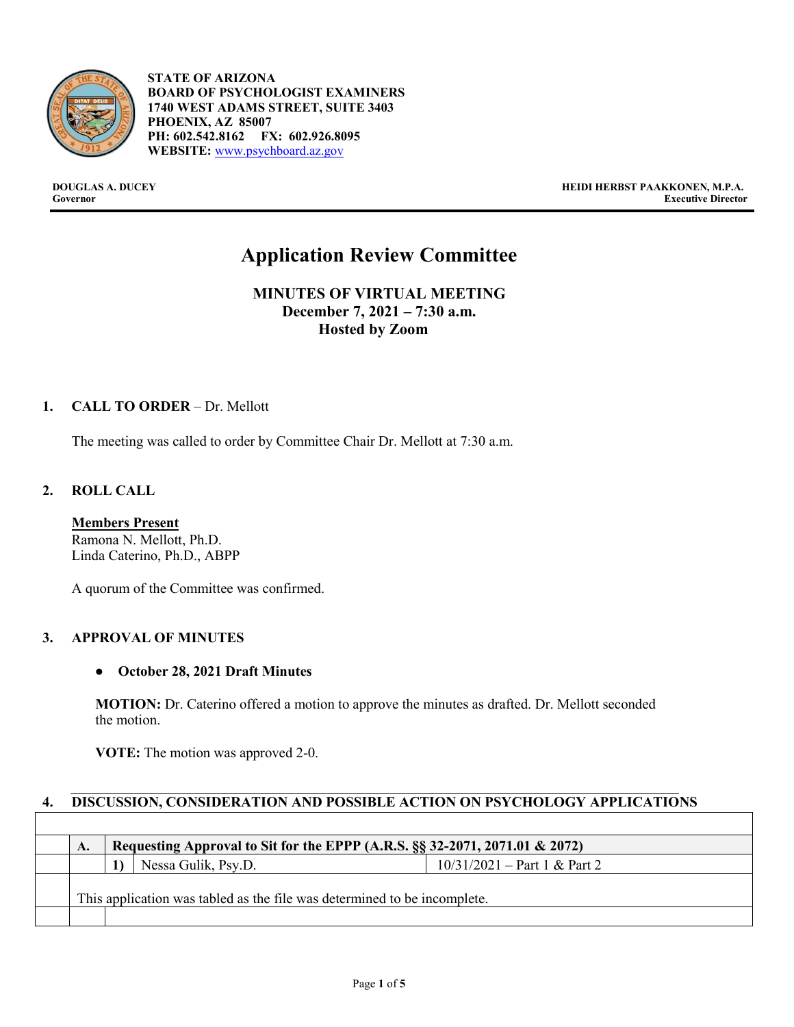**STATE OF ARIZONA**
**BOARD OF PSYCHOLOGIST EXAMINERS**
**1740 WEST ADAMS STREET, SUITE 3403**
**PHOENIX, AZ 85007**
**PH: 602.542.8162 FX: 602.926.8095**
**WEBSITE:** www.psychboard.az.gov

**DOUGLAS A. DUCEY**
**Governor**

**HEIDI HERBST PAAKKONEN, M.P.A.**
**Executive Director**

# Application Review Committee

## MINUTES OF VIRTUAL MEETING
## December 7, 2021 – 7:30 a.m.
## Hosted by Zoom

**1. CALL TO ORDER** – Dr. Mellott

The meeting was called to order by Committee Chair Dr. Mellott at 7:30 a.m.

**2. ROLL CALL**

**Members Present**
Ramona N. Mellott, Ph.D.
Linda Caterino, Ph.D., ABPP

A quorum of the Committee was confirmed.

**3. APPROVAL OF MINUTES**

- **October 28, 2021 Draft Minutes**

**MOTION:** Dr. Caterino offered a motion to approve the minutes as drafted. Dr. Mellott seconded the motion.

**VOTE:** The motion was approved 2-0.

**4. DISCUSSION, CONSIDERATION AND POSSIBLE ACTION ON PSYCHOLOGY APPLICATIONS**

| | | | | |
|---|---|---|---|---|
| | **A.** | **Requesting Approval to Sit for the EPPP (A.R.S. §§ 32-2071, 2071.01 & 2072)** | | |
| | | **1)** | Nessa Gulik, Psy.D. | 10/31/2021 – Part 1 & Part 2 |
| | This application was tabled as the file was determined to be incomplete. | | | |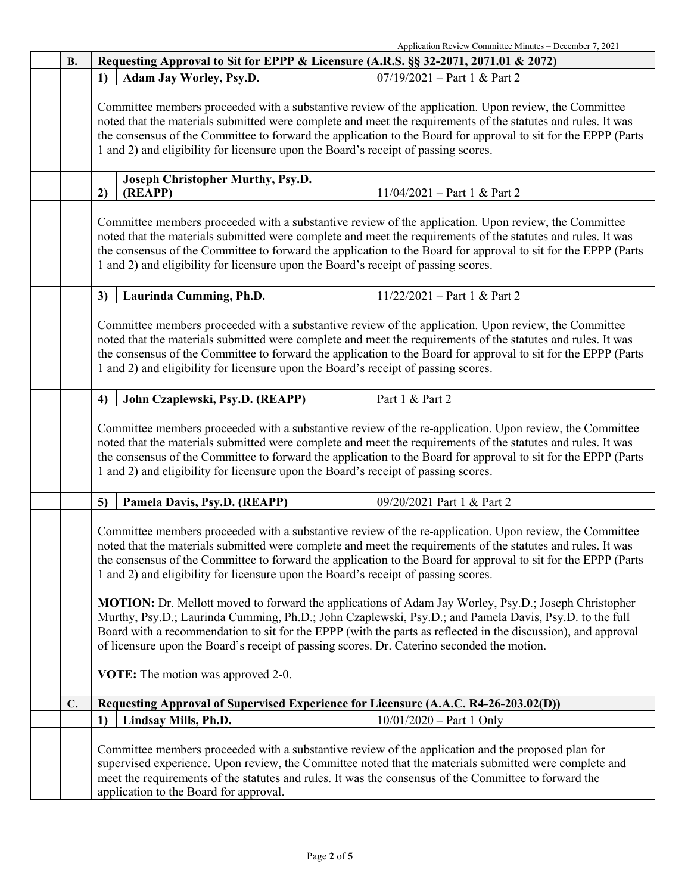| | | | |
|---|---|---|---|
| **B.** | **Requesting Approval to Sit for EPPP & Licensure (A.R.S. §§ 32-2071, 2071.01 & 2072)** | | |
| | **1)** | **Adam Jay Worley, Psy.D.** | 07/19/2021 – Part 1 & Part 2 |

Committee members proceeded with a substantive review of the application. Upon review, the Committee noted that the materials submitted were complete and meet the requirements of the statutes and rules. It was the consensus of the Committee to forward the application to the Board for approval to sit for the EPPP (Parts 1 and 2) and eligibility for licensure upon the Board's receipt of passing scores.

| | | |
|---|---|---|
| **2)** | **Joseph Christopher Murthy, Psy.D. (REAPP)** | 11/04/2021 – Part 1 & Part 2 |

Committee members proceeded with a substantive review of the application. Upon review, the Committee noted that the materials submitted were complete and meet the requirements of the statutes and rules. It was the consensus of the Committee to forward the application to the Board for approval to sit for the EPPP (Parts 1 and 2) and eligibility for licensure upon the Board's receipt of passing scores.

| | | |
|---|---|---|
| **3)** | **Laurinda Cumming, Ph.D.** | 11/22/2021 – Part 1 & Part 2 |

Committee members proceeded with a substantive review of the application. Upon review, the Committee noted that the materials submitted were complete and meet the requirements of the statutes and rules. It was the consensus of the Committee to forward the application to the Board for approval to sit for the EPPP (Parts 1 and 2) and eligibility for licensure upon the Board's receipt of passing scores.

| | | |
|---|---|---|
| **4)** | **John Czaplewski, Psy.D. (REAPP)** | Part 1 & Part 2 |

Committee members proceeded with a substantive review of the re-application. Upon review, the Committee noted that the materials submitted were complete and meet the requirements of the statutes and rules. It was the consensus of the Committee to forward the application to the Board for approval to sit for the EPPP (Parts 1 and 2) and eligibility for licensure upon the Board's receipt of passing scores.

| | | |
|---|---|---|
| **5)** | **Pamela Davis, Psy.D. (REAPP)** | 09/20/2021 Part 1 & Part 2 |

Committee members proceeded with a substantive review of the re-application. Upon review, the Committee noted that the materials submitted were complete and meet the requirements of the statutes and rules. It was the consensus of the Committee to forward the application to the Board for approval to sit for the EPPP (Parts 1 and 2) and eligibility for licensure upon the Board's receipt of passing scores.

**MOTION:** Dr. Mellott moved to forward the applications of Adam Jay Worley, Psy.D.; Joseph Christopher Murthy, Psy.D.; Laurinda Cumming, Ph.D.; John Czaplewski, Psy.D.; and Pamela Davis, Psy.D. to the full Board with a recommendation to sit for the EPPP (with the parts as reflected in the discussion), and approval of licensure upon the Board's receipt of passing scores. Dr. Caterino seconded the motion.

**VOTE:** The motion was approved 2-0.

| | | | |
|---|---|---|---|
| **C.** | **Requesting Approval of Supervised Experience for Licensure (A.A.C. R4-26-203.02(D))** | | |
| | **1)** | **Lindsay Mills, Ph.D.** | 10/01/2020 – Part 1 Only |

Committee members proceeded with a substantive review of the application and the proposed plan for supervised experience. Upon review, the Committee noted that the materials submitted were complete and meet the requirements of the statutes and rules. It was the consensus of the Committee to forward the application to the Board for approval.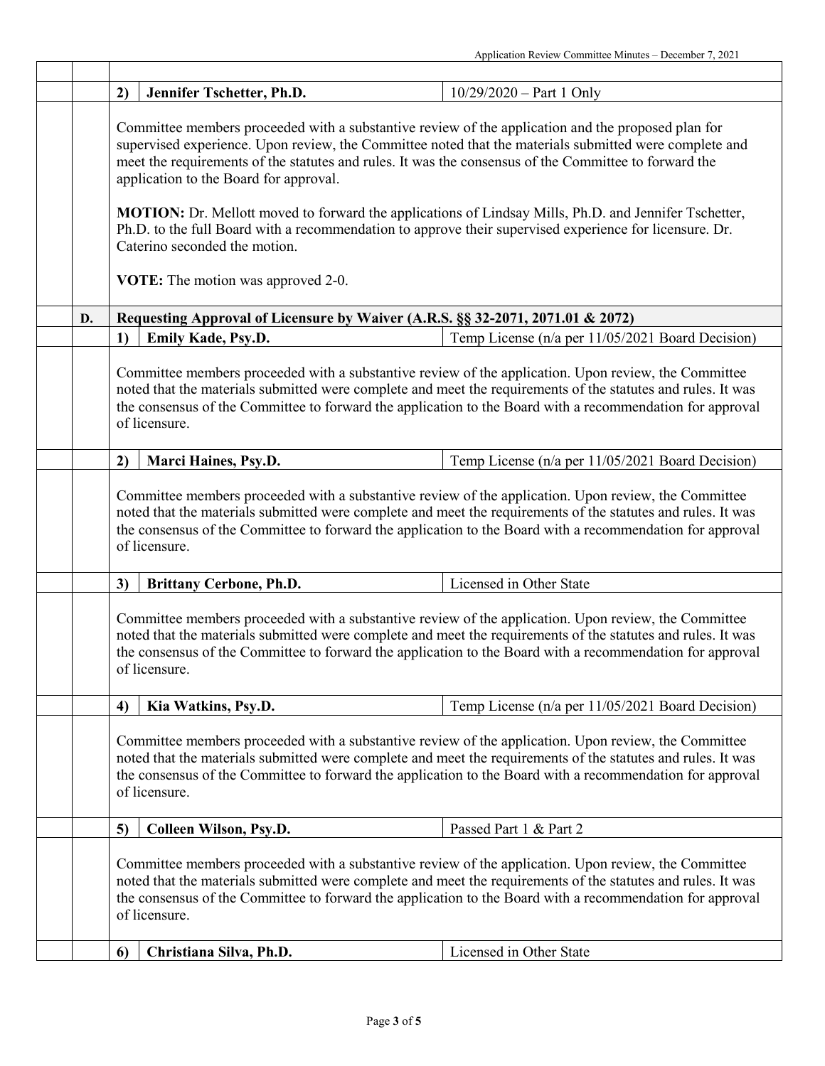**2) Jennifer Tschetter, Ph.D.** — 10/29/2020 – Part 1 Only

Committee members proceeded with a substantive review of the application and the proposed plan for supervised experience. Upon review, the Committee noted that the materials submitted were complete and meet the requirements of the statutes and rules. It was the consensus of the Committee to forward the application to the Board for approval.

**MOTION:** Dr. Mellott moved to forward the applications of Lindsay Mills, Ph.D. and Jennifer Tschetter, Ph.D. to the full Board with a recommendation to approve their supervised experience for licensure. Dr. Caterino seconded the motion.

**VOTE:** The motion was approved 2-0.

## D. Requesting Approval of Licensure by Waiver (A.R.S. §§ 32-2071, 2071.01 & 2072)

**1) Emily Kade, Psy.D.** — Temp License (n/a per 11/05/2021 Board Decision)

Committee members proceeded with a substantive review of the application. Upon review, the Committee noted that the materials submitted were complete and meet the requirements of the statutes and rules. It was the consensus of the Committee to forward the application to the Board with a recommendation for approval of licensure.

**2) Marci Haines, Psy.D.** — Temp License (n/a per 11/05/2021 Board Decision)

Committee members proceeded with a substantive review of the application. Upon review, the Committee noted that the materials submitted were complete and meet the requirements of the statutes and rules. It was the consensus of the Committee to forward the application to the Board with a recommendation for approval of licensure.

**3) Brittany Cerbone, Ph.D.** — Licensed in Other State

Committee members proceeded with a substantive review of the application. Upon review, the Committee noted that the materials submitted were complete and meet the requirements of the statutes and rules. It was the consensus of the Committee to forward the application to the Board with a recommendation for approval of licensure.

**4) Kia Watkins, Psy.D.** — Temp License (n/a per 11/05/2021 Board Decision)

Committee members proceeded with a substantive review of the application. Upon review, the Committee noted that the materials submitted were complete and meet the requirements of the statutes and rules. It was the consensus of the Committee to forward the application to the Board with a recommendation for approval of licensure.

**5) Colleen Wilson, Psy.D.** — Passed Part 1 & Part 2

Committee members proceeded with a substantive review of the application. Upon review, the Committee noted that the materials submitted were complete and meet the requirements of the statutes and rules. It was the consensus of the Committee to forward the application to the Board with a recommendation for approval of licensure.

**6) Christiana Silva, Ph.D.** — Licensed in Other State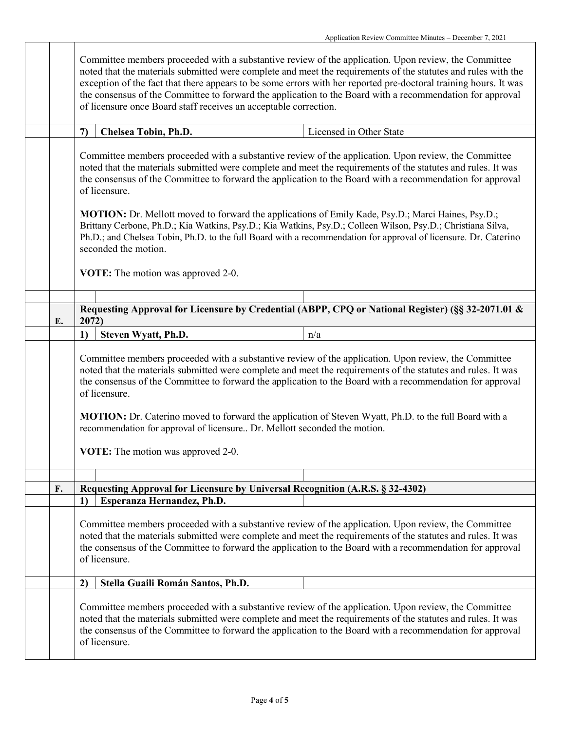Committee members proceeded with a substantive review of the application. Upon review, the Committee noted that the materials submitted were complete and meet the requirements of the statutes and rules with the exception of the fact that there appears to be some errors with her reported pre-doctoral training hours. It was the consensus of the Committee to forward the application to the Board with a recommendation for approval of licensure once Board staff receives an acceptable correction.

| 7) | **Chelsea Tobin, Ph.D.** | Licensed in Other State |
|---|---|---|

Committee members proceeded with a substantive review of the application. Upon review, the Committee noted that the materials submitted were complete and meet the requirements of the statutes and rules. It was the consensus of the Committee to forward the application to the Board with a recommendation for approval of licensure.

**MOTION:** Dr. Mellott moved to forward the applications of Emily Kade, Psy.D.; Marci Haines, Psy.D.; Brittany Cerbone, Ph.D.; Kia Watkins, Psy.D.; Kia Watkins, Psy.D.; Colleen Wilson, Psy.D.; Christiana Silva, Ph.D.; and Chelsea Tobin, Ph.D. to the full Board with a recommendation for approval of licensure. Dr. Caterino seconded the motion.

**VOTE:** The motion was approved 2-0.

## E. Requesting Approval for Licensure by Credential (ABPP, CPQ or National Register) (§§ 32-2071.01 & 2072)

| 1) | **Steven Wyatt, Ph.D.** | n/a |
|---|---|---|

Committee members proceeded with a substantive review of the application. Upon review, the Committee noted that the materials submitted were complete and meet the requirements of the statutes and rules. It was the consensus of the Committee to forward the application to the Board with a recommendation for approval of licensure.

**MOTION:** Dr. Caterino moved to forward the application of Steven Wyatt, Ph.D. to the full Board with a recommendation for approval of licensure.. Dr. Mellott seconded the motion.

**VOTE:** The motion was approved 2-0.

## F. Requesting Approval for Licensure by Universal Recognition (A.R.S. § 32-4302)

| 1) | **Esperanza Hernandez, Ph.D.** | |
|---|---|---|

Committee members proceeded with a substantive review of the application. Upon review, the Committee noted that the materials submitted were complete and meet the requirements of the statutes and rules. It was the consensus of the Committee to forward the application to the Board with a recommendation for approval of licensure.

| 2) | **Stella Guaili Román Santos, Ph.D.** | |
|---|---|---|

Committee members proceeded with a substantive review of the application. Upon review, the Committee noted that the materials submitted were complete and meet the requirements of the statutes and rules. It was the consensus of the Committee to forward the application to the Board with a recommendation for approval of licensure.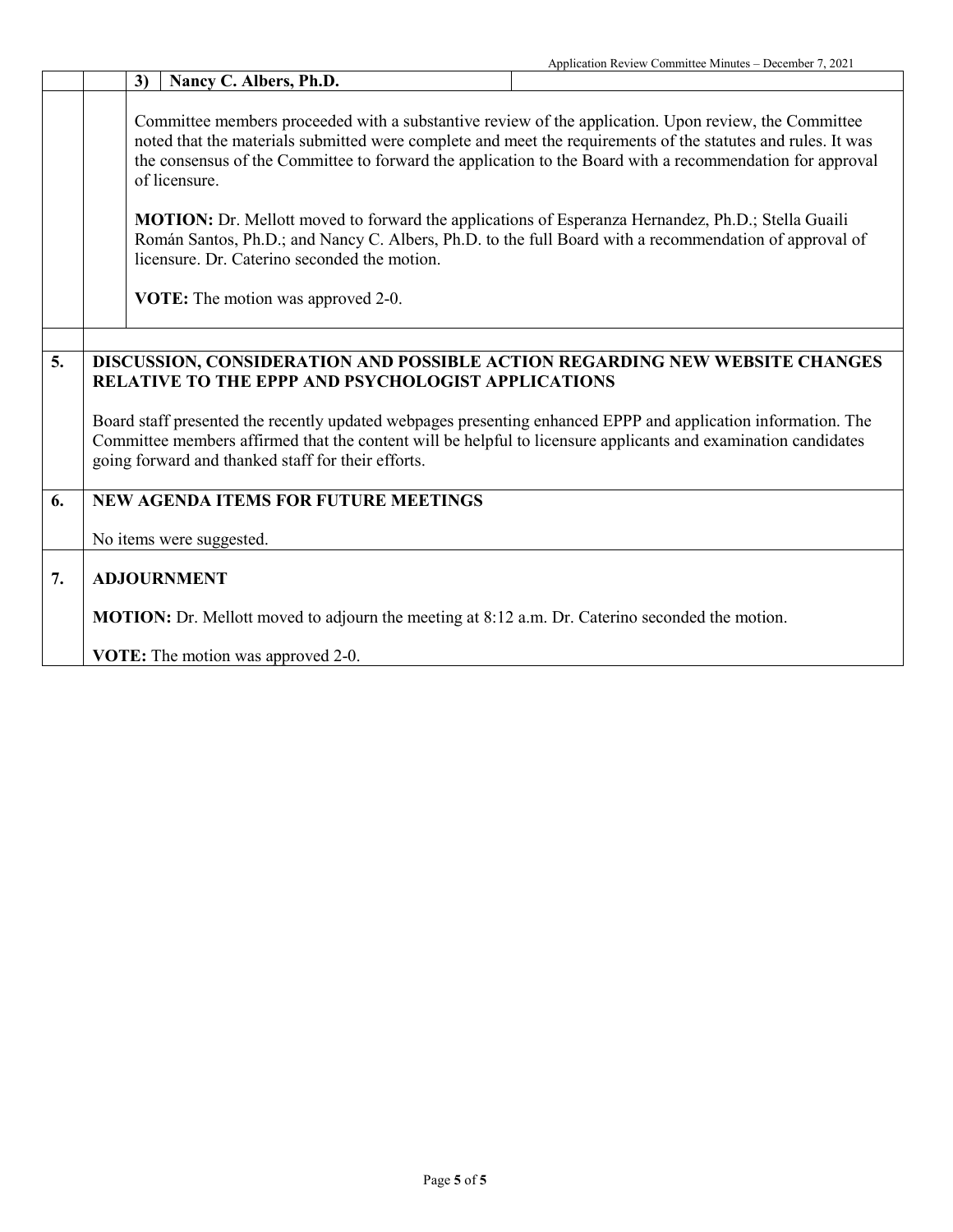**3) Nancy C. Albers, Ph.D.**

Committee members proceeded with a substantive review of the application. Upon review, the Committee noted that the materials submitted were complete and meet the requirements of the statutes and rules. It was the consensus of the Committee to forward the application to the Board with a recommendation for approval of licensure.

**MOTION:** Dr. Mellott moved to forward the applications of Esperanza Hernandez, Ph.D.; Stella Guaili Román Santos, Ph.D.; and Nancy C. Albers, Ph.D. to the full Board with a recommendation of approval of licensure. Dr. Caterino seconded the motion.

**VOTE:** The motion was approved 2-0.

## 5. DISCUSSION, CONSIDERATION AND POSSIBLE ACTION REGARDING NEW WEBSITE CHANGES RELATIVE TO THE EPPP AND PSYCHOLOGIST APPLICATIONS

Board staff presented the recently updated webpages presenting enhanced EPPP and application information. The Committee members affirmed that the content will be helpful to licensure applicants and examination candidates going forward and thanked staff for their efforts.

## 6. NEW AGENDA ITEMS FOR FUTURE MEETINGS

No items were suggested.

## 7. ADJOURNMENT

**MOTION:** Dr. Mellott moved to adjourn the meeting at 8:12 a.m. Dr. Caterino seconded the motion.

**VOTE:** The motion was approved 2-0.